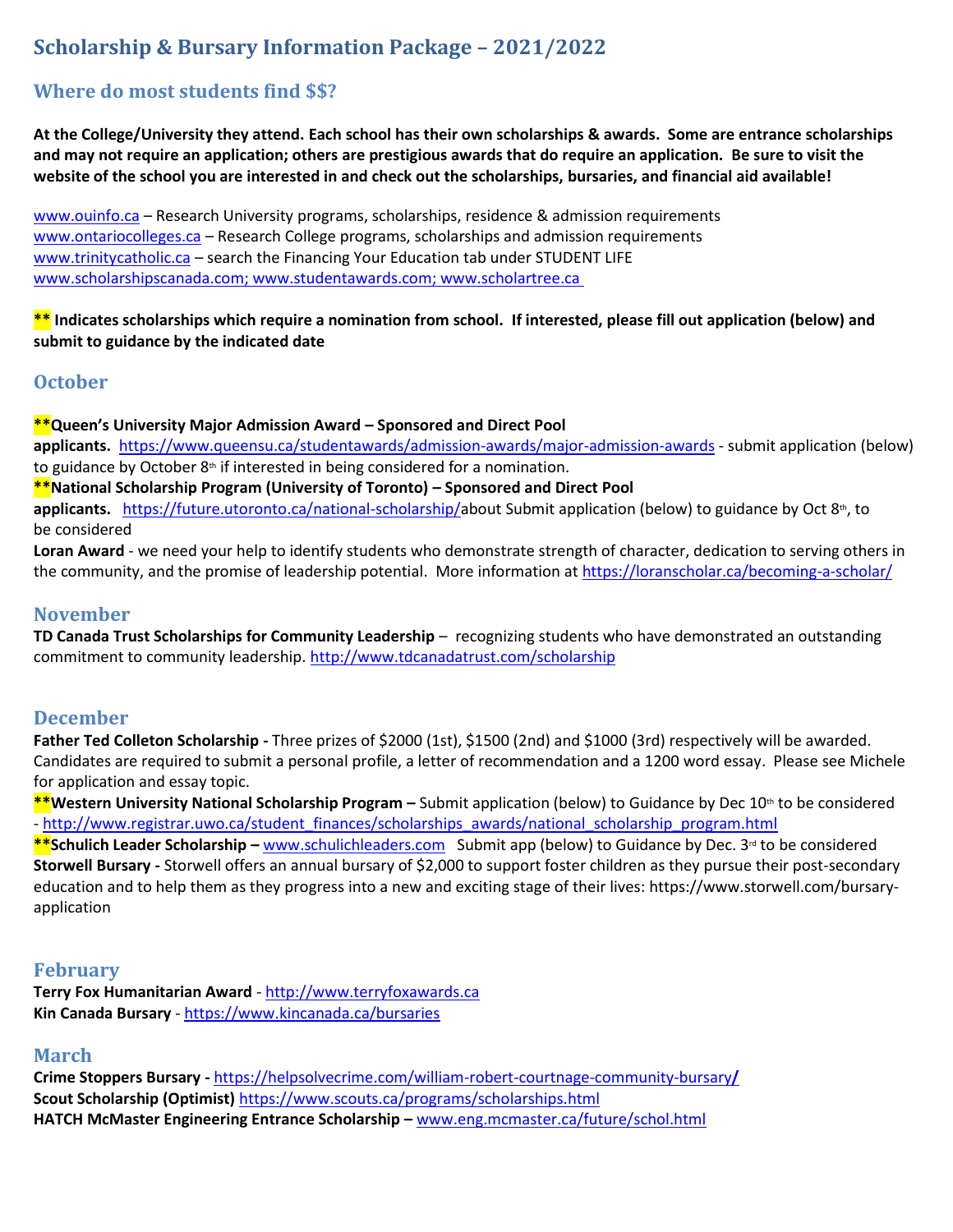# Scholarship & Bursary Information Package – 2021/2022

## Where do most students find $$?

**At the College/University they attend. Each school has their own scholarships & awards. Some are entrance scholarships and may not require an application; others are prestigious awards that do require an application. Be sure to visit the website of the school you are interested in and check out the scholarships, bursaries, and financial aid available!**

www.ouinfo.ca – Research University programs, scholarships, residence & admission requirements
www.ontariocolleges.ca – Research College programs, scholarships and admission requirements
www.trinitycatholic.ca – search the Financing Your Education tab under STUDENT LIFE
www.scholarshipscanada.com; www.studentawards.com; www.scholartree.ca

**** Indicates scholarships which require a nomination from school. If interested, please fill out application (below) and submit to guidance by the indicated date**

## October

****Queen's University Major Admission Award – Sponsored and Direct Pool applicants.** https://www.queensu.ca/studentawards/admission-awards/major-admission-awards - submit application (below) to guidance by October 8th if interested in being considered for a nomination.

****National Scholarship Program (University of Toronto) – Sponsored and Direct Pool applicants.** https://future.utoronto.ca/national-scholarship/about Submit application (below) to guidance by Oct 8th, to be considered

**Loran Award** - we need your help to identify students who demonstrate strength of character, dedication to serving others in the community, and the promise of leadership potential. More information at https://loranscholar.ca/becoming-a-scholar/

## November

**TD Canada Trust Scholarships for Community Leadership** – recognizing students who have demonstrated an outstanding commitment to community leadership. http://www.tdcanadatrust.com/scholarship

## December

**Father Ted Colleton Scholarship -** Three prizes of $2000 (1st), $1500 (2nd) and $1000 (3rd) respectively will be awarded. Candidates are required to submit a personal profile, a letter of recommendation and a 1200 word essay. Please see Michele for application and essay topic.

****Western University National Scholarship Program –** Submit application (below) to Guidance by Dec 10th to be considered - http://www.registrar.uwo.ca/student_finances/scholarships_awards/national_scholarship_program.html

****Schulich Leader Scholarship –** www.schulichleaders.com Submit app (below) to Guidance by Dec. 3rd to be considered

**Storwell Bursary -** Storwell offers an annual bursary of $2,000 to support foster children as they pursue their post-secondary education and to help them as they progress into a new and exciting stage of their lives: https://www.storwell.com/bursary-application

## February

**Terry Fox Humanitarian Award** - http://www.terryfoxawards.ca
**Kin Canada Bursary** - https://www.kincanada.ca/bursaries

## March

**Crime Stoppers Bursary -** https://helpsolvecrime.com/william-robert-courtnage-community-bursary/
**Scout Scholarship (Optimist)** https://www.scouts.ca/programs/scholarships.html
**HATCH McMaster Engineering Entrance Scholarship –** www.eng.mcmaster.ca/future/schol.html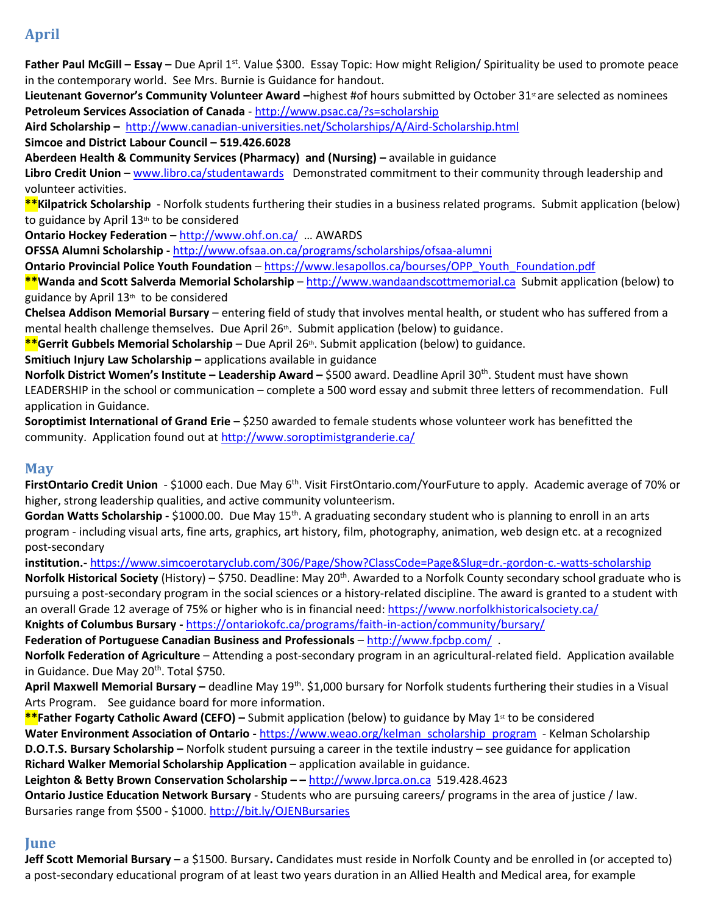## April

**Father Paul McGill – Essay –** Due April 1st. Value $300. Essay Topic: How might Religion/ Spirituality be used to promote peace in the contemporary world. See Mrs. Burnie is Guidance for handout.
**Lieutenant Governor's Community Volunteer Award –**highest #of hours submitted by October 31st are selected as nominees
**Petroleum Services Association of Canada** - http://www.psac.ca/?s=scholarship
**Aird Scholarship –** http://www.canadian-universities.net/Scholarships/A/Aird-Scholarship.html
**Simcoe and District Labour Council – 519.426.6028**
**Aberdeen Health & Community Services (Pharmacy) and (Nursing) –** available in guidance
**Libro Credit Union** – www.libro.ca/studentawards Demonstrated commitment to their community through leadership and volunteer activities.
**\*\*Kilpatrick Scholarship** - Norfolk students furthering their studies in a business related programs. Submit application (below) to guidance by April 13th to be considered
**Ontario Hockey Federation –** http://www.ohf.on.ca/ … AWARDS
**OFSSA Alumni Scholarship -** http://www.ofsaa.on.ca/programs/scholarships/ofsaa-alumni
**Ontario Provincial Police Youth Foundation** – https://www.lesapollos.ca/bourses/OPP_Youth_Foundation.pdf
**\*\*Wanda and Scott Salverda Memorial Scholarship** – http://www.wandaandscottmemorial.ca Submit application (below) to guidance by April 13th to be considered
**Chelsea Addison Memorial Bursary** – entering field of study that involves mental health, or student who has suffered from a mental health challenge themselves. Due April 26th. Submit application (below) to guidance.
**\*\*Gerrit Gubbels Memorial Scholarship** – Due April 26th. Submit application (below) to guidance.
**Smitiuch Injury Law Scholarship –** applications available in guidance
**Norfolk District Women's Institute – Leadership Award –** $500 award. Deadline April 30th. Student must have shown LEADERSHIP in the school or communication – complete a 500 word essay and submit three letters of recommendation. Full application in Guidance.
**Soroptimist International of Grand Erie –** $250 awarded to female students whose volunteer work has benefitted the community. Application found out at http://www.soroptimistgranderie.ca/

## May

**FirstOntario Credit Union** - $1000 each. Due May 6th. Visit FirstOntario.com/YourFuture to apply. Academic average of 70% or higher, strong leadership qualities, and active community volunteerism.
**Gordan Watts Scholarship -** $1000.00. Due May 15th. A graduating secondary student who is planning to enroll in an arts program - including visual arts, fine arts, graphics, art history, film, photography, animation, web design etc. at a recognized post-secondary
**institution.-** https://www.simcoerotaryclub.com/306/Page/Show?ClassCode=Page&Slug=dr.-gordon-c.-watts-scholarship
**Norfolk Historical Society** (History) – $750. Deadline: May 20th. Awarded to a Norfolk County secondary school graduate who is pursuing a post-secondary program in the social sciences or a history-related discipline. The award is granted to a student with an overall Grade 12 average of 75% or higher who is in financial need: https://www.norfolkhistoricalsociety.ca/
**Knights of Columbus Bursary -** https://ontariokofc.ca/programs/faith-in-action/community/bursary/
**Federation of Portuguese Canadian Business and Professionals** – http://www.fpcbp.com/ .
**Norfolk Federation of Agriculture** – Attending a post-secondary program in an agricultural-related field. Application available in Guidance. Due May 20th. Total $750.
**April Maxwell Memorial Bursary –** deadline May 19th. $1,000 bursary for Norfolk students furthering their studies in a Visual Arts Program. See guidance board for more information.
**\*\*Father Fogarty Catholic Award (CEFO) –** Submit application (below) to guidance by May 1st to be considered
**Water Environment Association of Ontario -** https://www.weao.org/kelman_scholarship_program - Kelman Scholarship
**D.O.T.S. Bursary Scholarship –** Norfolk student pursuing a career in the textile industry – see guidance for application
**Richard Walker Memorial Scholarship Application** – application available in guidance.
**Leighton & Betty Brown Conservation Scholarship – –** http://www.lprca.on.ca 519.428.4623
**Ontario Justice Education Network Bursary** - Students who are pursuing careers/ programs in the area of justice / law. Bursaries range from $500 - $1000. http://bit.ly/OJENBursaries

## June

**Jeff Scott Memorial Bursary –** a $1500. Bursary**.** Candidates must reside in Norfolk County and be enrolled in (or accepted to) a post-secondary educational program of at least two years duration in an Allied Health and Medical area, for example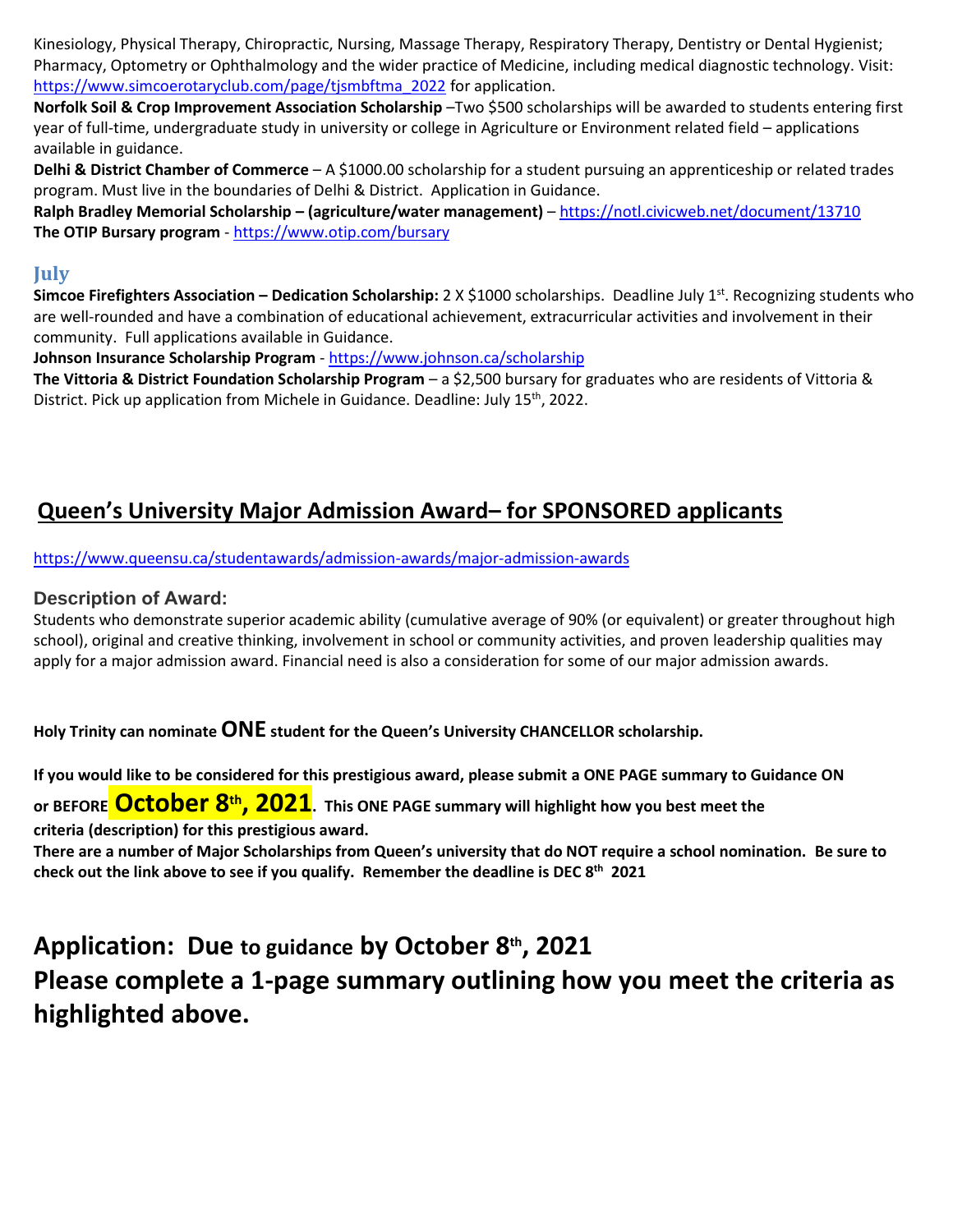Kinesiology, Physical Therapy, Chiropractic, Nursing, Massage Therapy, Respiratory Therapy, Dentistry or Dental Hygienist; Pharmacy, Optometry or Ophthalmology and the wider practice of Medicine, including medical diagnostic technology. Visit: https://www.simcoerotaryclub.com/page/tjsmbftma_2022 for application.

**Norfolk Soil & Crop Improvement Association Scholarship** –Two $500 scholarships will be awarded to students entering first year of full-time, undergraduate study in university or college in Agriculture or Environment related field – applications available in guidance.

**Delhi & District Chamber of Commerce** – A $1000.00 scholarship for a student pursuing an apprenticeship or related trades program. Must live in the boundaries of Delhi & District. Application in Guidance.

**Ralph Bradley Memorial Scholarship – (agriculture/water management)** – https://notl.civicweb.net/document/13710

**The OTIP Bursary program** - https://www.otip.com/bursary

## July

**Simcoe Firefighters Association – Dedication Scholarship:** 2 X $1000 scholarships. Deadline July 1st. Recognizing students who are well-rounded and have a combination of educational achievement, extracurricular activities and involvement in their community. Full applications available in Guidance.

**Johnson Insurance Scholarship Program** - https://www.johnson.ca/scholarship

**The Vittoria & District Foundation Scholarship Program** – a $2,500 bursary for graduates who are residents of Vittoria & District. Pick up application from Michele in Guidance. Deadline: July 15th, 2022.

## Queen's University Major Admission Award– for SPONSORED applicants

https://www.queensu.ca/studentawards/admission-awards/major-admission-awards

### Description of Award:

Students who demonstrate superior academic ability (cumulative average of 90% (or equivalent) or greater throughout high school), original and creative thinking, involvement in school or community activities, and proven leadership qualities may apply for a major admission award. Financial need is also a consideration for some of our major admission awards.

**Holy Trinity can nominate ONE student for the Queen's University CHANCELLOR scholarship.**

**If you would like to be considered for this prestigious award, please submit a ONE PAGE summary to Guidance ON or BEFORE October 8th, 2021. This ONE PAGE summary will highlight how you best meet the criteria (description) for this prestigious award.**

**There are a number of Major Scholarships from Queen's university that do NOT require a school nomination. Be sure to check out the link above to see if you qualify. Remember the deadline is DEC 8th 2021**

## Application: Due to guidance by October 8th, 2021

## Please complete a 1-page summary outlining how you meet the criteria as highlighted above.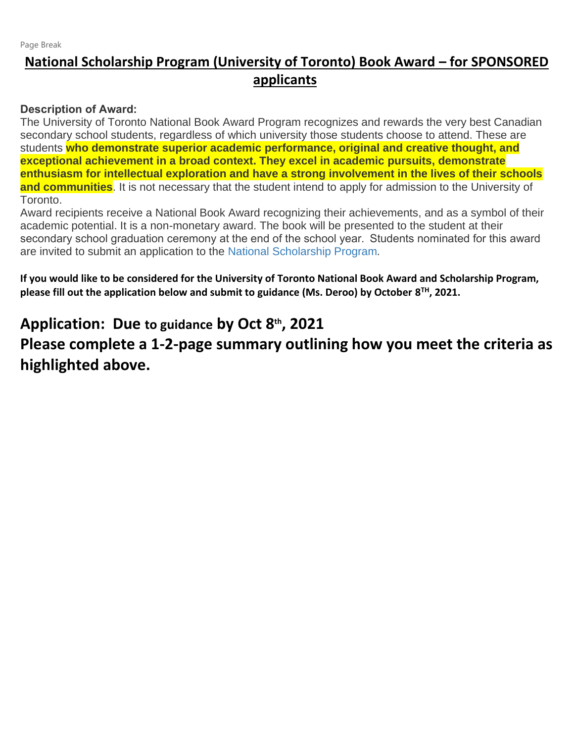Page Break

# National Scholarship Program (University of Toronto) Book Award – for SPONSORED applicants

**Description of Award:**

The University of Toronto National Book Award Program recognizes and rewards the very best Canadian secondary school students, regardless of which university those students choose to attend. These are students **who demonstrate superior academic performance, original and creative thought, and exceptional achievement in a broad context. They excel in academic pursuits, demonstrate enthusiasm for intellectual exploration and have a strong involvement in the lives of their schools and communities**. It is not necessary that the student intend to apply for admission to the University of Toronto.

Award recipients receive a National Book Award recognizing their achievements, and as a symbol of their academic potential. It is a non-monetary award. The book will be presented to the student at their secondary school graduation ceremony at the end of the school year. Students nominated for this award are invited to submit an application to the National Scholarship Program.

**If you would like to be considered for the University of Toronto National Book Award and Scholarship Program, please fill out the application below and submit to guidance (Ms. Deroo) by October 8TH, 2021.**

## Application: Due to guidance by Oct 8th, 2021

## Please complete a 1-2-page summary outlining how you meet the criteria as highlighted above.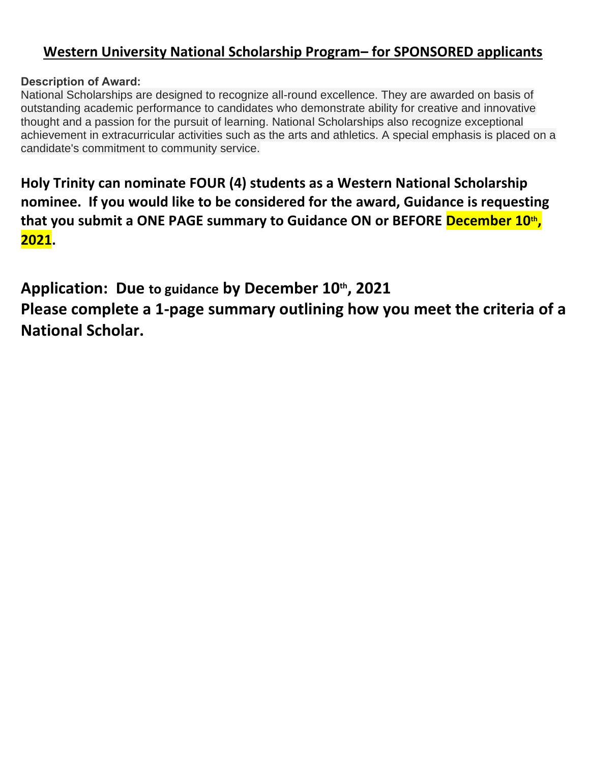## Western University National Scholarship Program– for SPONSORED applicants

**Description of Award:**

National Scholarships are designed to recognize all-round excellence. They are awarded on basis of outstanding academic performance to candidates who demonstrate ability for creative and innovative thought and a passion for the pursuit of learning. National Scholarships also recognize exceptional achievement in extracurricular activities such as the arts and athletics. A special emphasis is placed on a candidate's commitment to community service.

**Holy Trinity can nominate FOUR (4) students as a Western National Scholarship nominee. If you would like to be considered for the award, Guidance is requesting that you submit a ONE PAGE summary to Guidance ON or BEFORE December 10th, 2021.**

**Application: Due to guidance by December 10th, 2021**

**Please complete a 1-page summary outlining how you meet the criteria of a National Scholar.**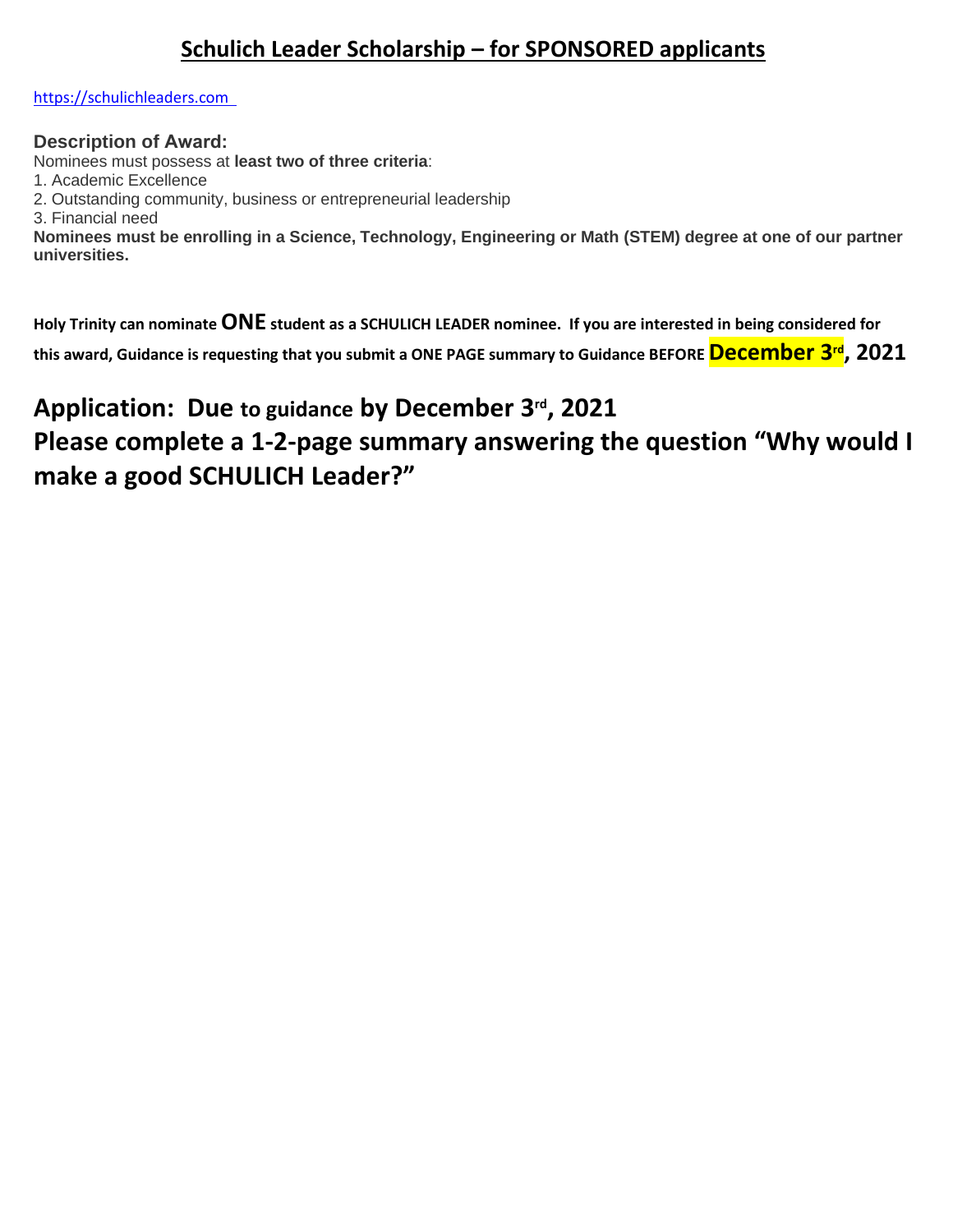# Schulich Leader Scholarship – for SPONSORED applicants

https://schulichleaders.com

### Description of Award:

Nominees must possess at **least two of three criteria**:

1. Academic Excellence
2. Outstanding community, business or entrepreneurial leadership
3. Financial need

**Nominees must be enrolling in a Science, Technology, Engineering or Math (STEM) degree at one of our partner universities.**

**Holy Trinity can nominate ONE student as a SCHULICH LEADER nominee. If you are interested in being considered for this award, Guidance is requesting that you submit a ONE PAGE summary to Guidance BEFORE December 3rd, 2021**

## Application: Due to guidance by December 3rd, 2021

## Please complete a 1-2-page summary answering the question "Why would I make a good SCHULICH Leader?"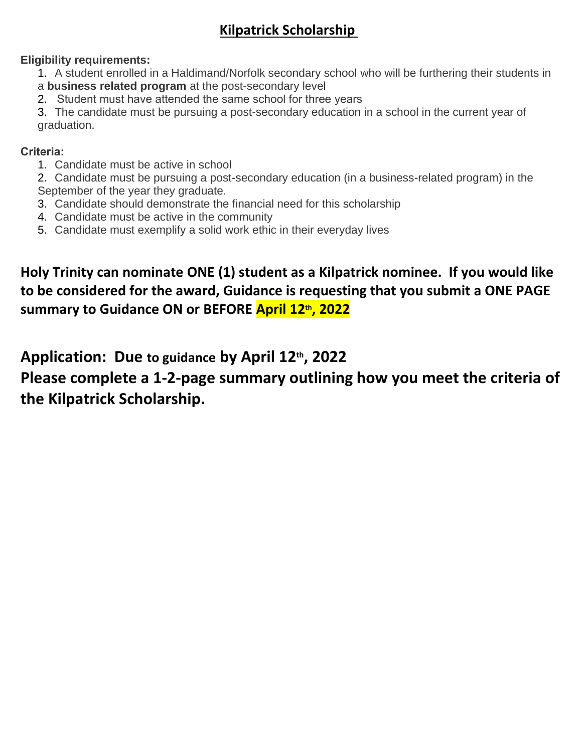# Kilpatrick Scholarship

**Eligibility requirements:**

1. A student enrolled in a Haldimand/Norfolk secondary school who will be furthering their students in a **business related program** at the post-secondary level
2. Student must have attended the same school for three years
3. The candidate must be pursuing a post-secondary education in a school in the current year of graduation.

**Criteria:**

1. Candidate must be active in school
2. Candidate must be pursuing a post-secondary education (in a business-related program) in the September of the year they graduate.
3. Candidate should demonstrate the financial need for this scholarship
4. Candidate must be active in the community
5. Candidate must exemplify a solid work ethic in their everyday lives

**Holy Trinity can nominate ONE (1) student as a Kilpatrick nominee. If you would like to be considered for the award, Guidance is requesting that you submit a ONE PAGE summary to Guidance ON or BEFORE April 12th, 2022**

**Application: Due to guidance by April 12th, 2022**

**Please complete a 1-2-page summary outlining how you meet the criteria of the Kilpatrick Scholarship.**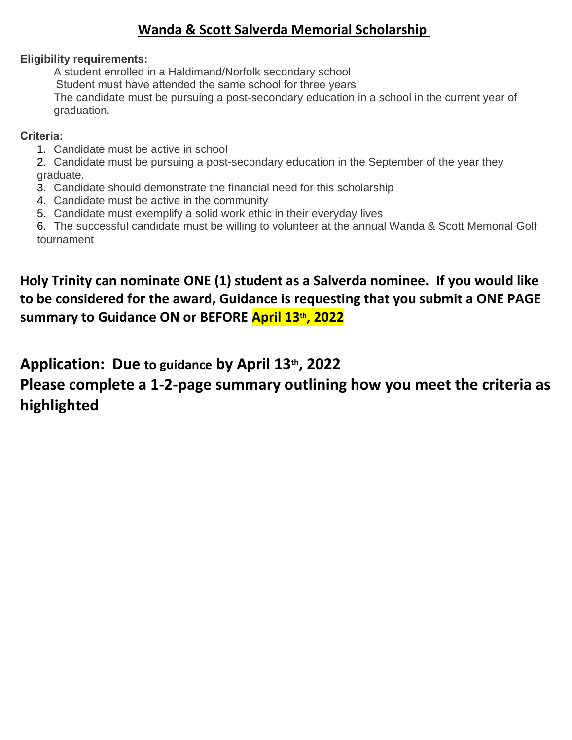## Wanda & Scott Salverda Memorial Scholarship

**Eligibility requirements:**

A student enrolled in a Haldimand/Norfolk secondary school
Student must have attended the same school for three years
The candidate must be pursuing a post-secondary education in a school in the current year of graduation.

**Criteria:**

1. Candidate must be active in school
2. Candidate must be pursuing a post-secondary education in the September of the year they graduate.
3. Candidate should demonstrate the financial need for this scholarship
4. Candidate must be active in the community
5. Candidate must exemplify a solid work ethic in their everyday lives
6. The successful candidate must be willing to volunteer at the annual Wanda & Scott Memorial Golf tournament

**Holy Trinity can nominate ONE (1) student as a Salverda nominee. If you would like to be considered for the award, Guidance is requesting that you submit a ONE PAGE summary to Guidance ON or BEFORE April 13th, 2022**

**Application: Due to guidance by April 13th, 2022**

**Please complete a 1-2-page summary outlining how you meet the criteria as highlighted**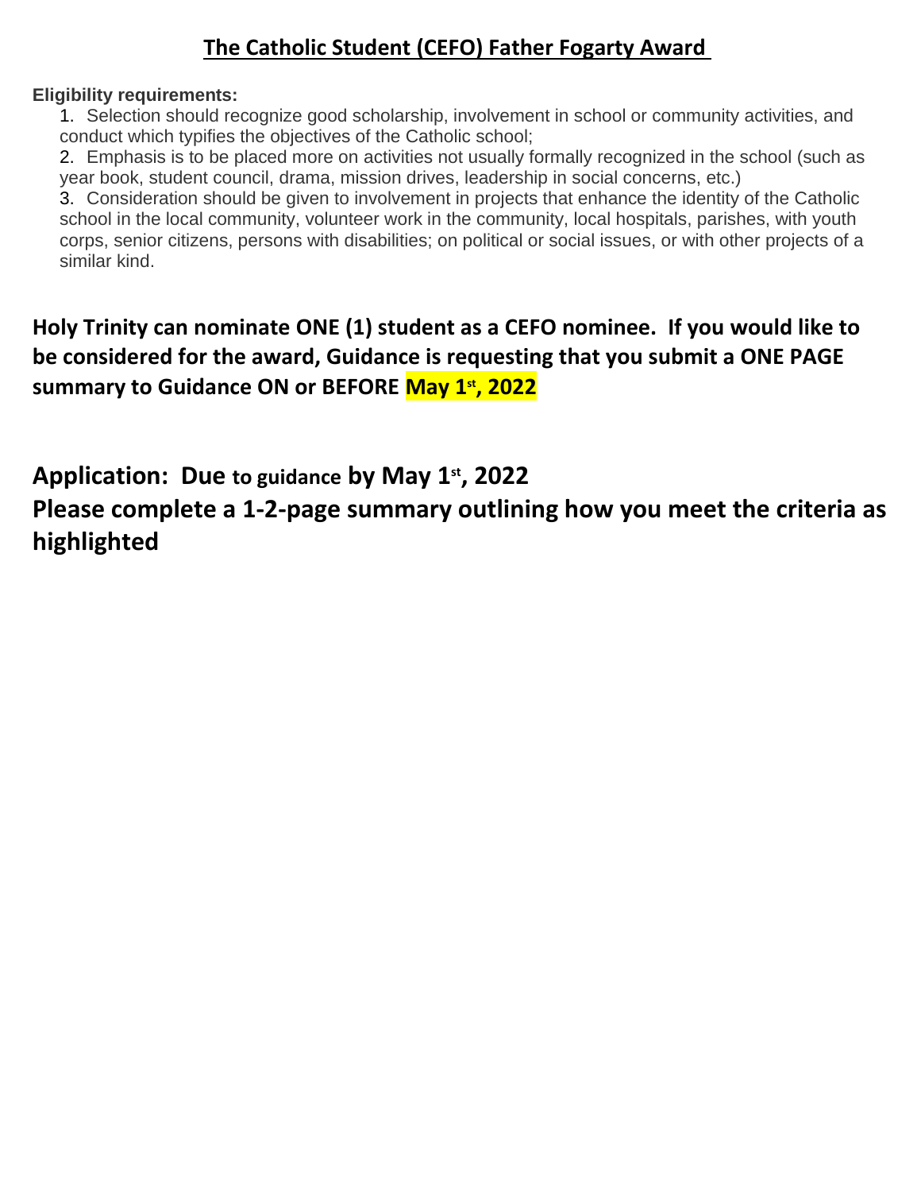# The Catholic Student (CEFO) Father Fogarty Award

**Eligibility requirements:**

1. Selection should recognize good scholarship, involvement in school or community activities, and conduct which typifies the objectives of the Catholic school;
2. Emphasis is to be placed more on activities not usually formally recognized in the school (such as year book, student council, drama, mission drives, leadership in social concerns, etc.)
3. Consideration should be given to involvement in projects that enhance the identity of the Catholic school in the local community, volunteer work in the community, local hospitals, parishes, with youth corps, senior citizens, persons with disabilities; on political or social issues, or with other projects of a similar kind.

**Holy Trinity can nominate ONE (1) student as a CEFO nominee. If you would like to be considered for the award, Guidance is requesting that you submit a ONE PAGE summary to Guidance ON or BEFORE May 1st, 2022**

**Application: Due to guidance by May 1st, 2022**

**Please complete a 1-2-page summary outlining how you meet the criteria as highlighted**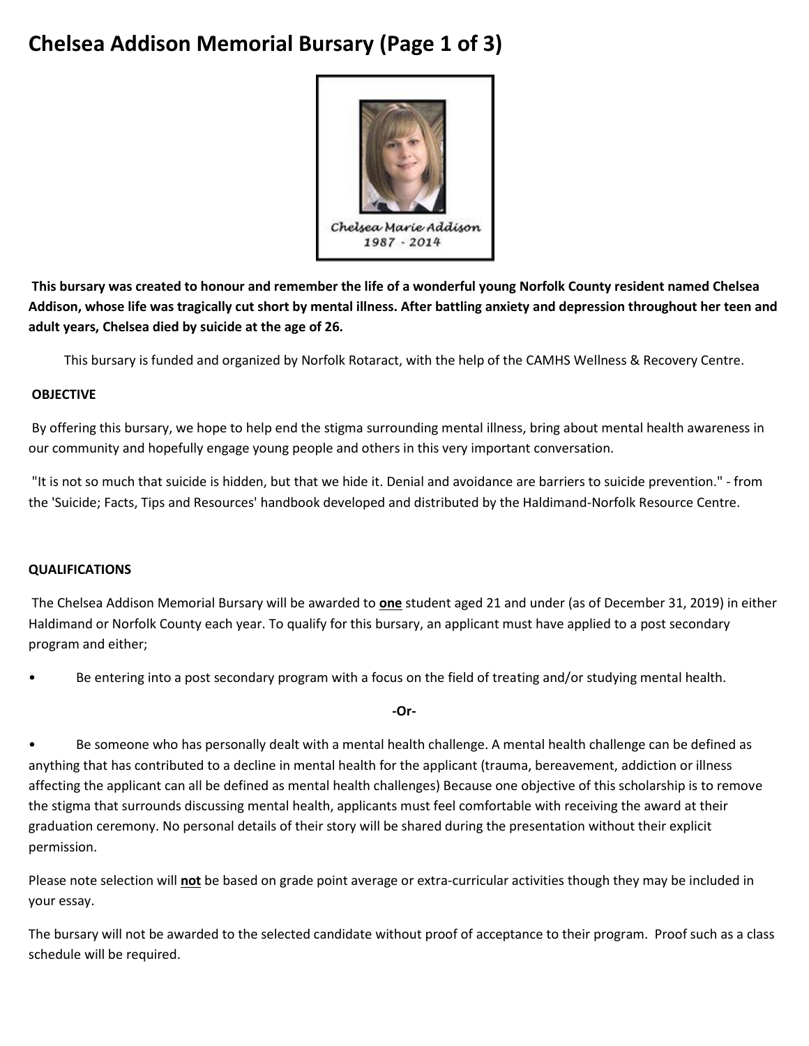# Chelsea Addison Memorial Bursary (Page 1 of 3)

Chelsea Marie Addison
1987 - 2014

**This bursary was created to honour and remember the life of a wonderful young Norfolk County resident named Chelsea Addison, whose life was tragically cut short by mental illness. After battling anxiety and depression throughout her teen and adult years, Chelsea died by suicide at the age of 26.**

This bursary is funded and organized by Norfolk Rotaract, with the help of the CAMHS Wellness & Recovery Centre.

**OBJECTIVE**

By offering this bursary, we hope to help end the stigma surrounding mental illness, bring about mental health awareness in our community and hopefully engage young people and others in this very important conversation.

"It is not so much that suicide is hidden, but that we hide it. Denial and avoidance are barriers to suicide prevention." - from the 'Suicide; Facts, Tips and Resources' handbook developed and distributed by the Haldimand-Norfolk Resource Centre.

**QUALIFICATIONS**

The Chelsea Addison Memorial Bursary will be awarded to **one** student aged 21 and under (as of December 31, 2019) in either Haldimand or Norfolk County each year. To qualify for this bursary, an applicant must have applied to a post secondary program and either;

- Be entering into a post secondary program with a focus on the field of treating and/or studying mental health.

**-Or-**

- Be someone who has personally dealt with a mental health challenge. A mental health challenge can be defined as anything that has contributed to a decline in mental health for the applicant (trauma, bereavement, addiction or illness affecting the applicant can all be defined as mental health challenges) Because one objective of this scholarship is to remove the stigma that surrounds discussing mental health, applicants must feel comfortable with receiving the award at their graduation ceremony. No personal details of their story will be shared during the presentation without their explicit permission.

Please note selection will **not** be based on grade point average or extra-curricular activities though they may be included in your essay.

The bursary will not be awarded to the selected candidate without proof of acceptance to their program. Proof such as a class schedule will be required.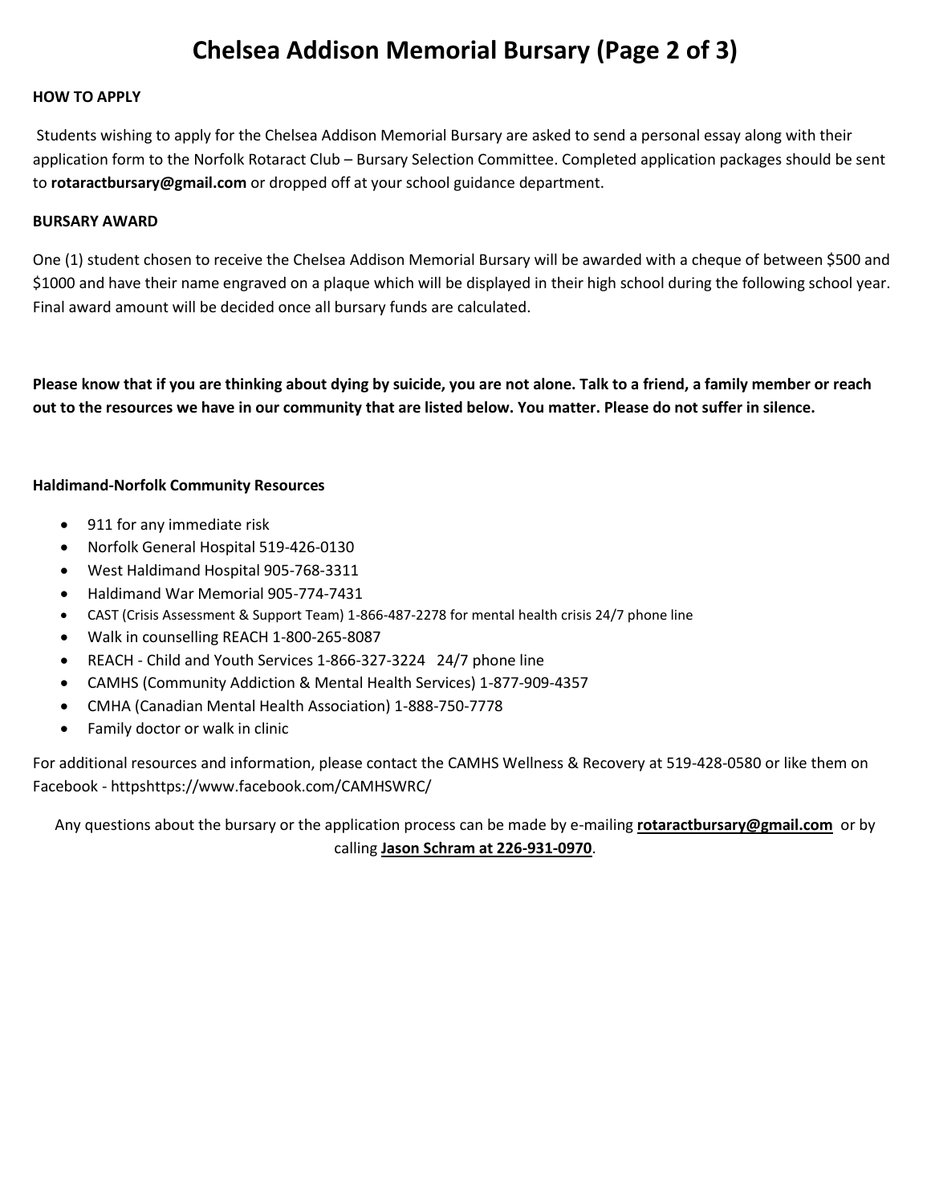# Chelsea Addison Memorial Bursary (Page 2 of 3)

**HOW TO APPLY**

Students wishing to apply for the Chelsea Addison Memorial Bursary are asked to send a personal essay along with their application form to the Norfolk Rotaract Club – Bursary Selection Committee. Completed application packages should be sent to **rotaractbursary@gmail.com** or dropped off at your school guidance department.

**BURSARY AWARD**

One (1) student chosen to receive the Chelsea Addison Memorial Bursary will be awarded with a cheque of between $500 and $1000 and have their name engraved on a plaque which will be displayed in their high school during the following school year. Final award amount will be decided once all bursary funds are calculated.

**Please know that if you are thinking about dying by suicide, you are not alone. Talk to a friend, a family member or reach out to the resources we have in our community that are listed below. You matter. Please do not suffer in silence.**

**Haldimand-Norfolk Community Resources**

- 911 for any immediate risk
- Norfolk General Hospital 519-426-0130
- West Haldimand Hospital 905-768-3311
- Haldimand War Memorial 905-774-7431
- CAST (Crisis Assessment & Support Team) 1-866-487-2278 for mental health crisis 24/7 phone line
- Walk in counselling REACH 1-800-265-8087
- REACH - Child and Youth Services 1-866-327-3224 24/7 phone line
- CAMHS (Community Addiction & Mental Health Services) 1-877-909-4357
- CMHA (Canadian Mental Health Association) 1-888-750-7778
- Family doctor or walk in clinic

For additional resources and information, please contact the CAMHS Wellness & Recovery at 519-428-0580 or like them on Facebook - httpshttps://www.facebook.com/CAMHSWRC/

Any questions about the bursary or the application process can be made by e-mailing **rotaractbursary@gmail.com** or by calling **Jason Schram at 226-931-0970**.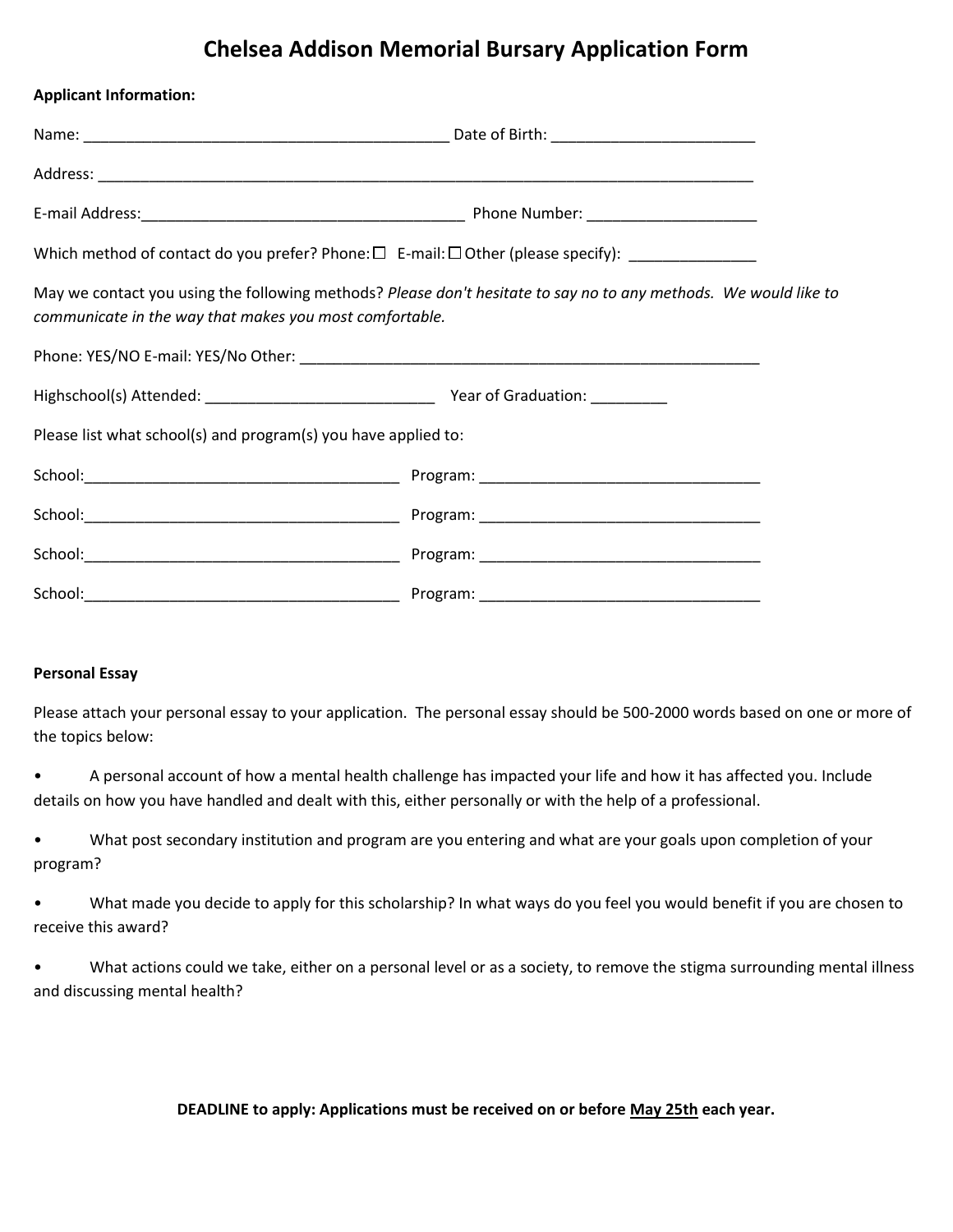# Chelsea Addison Memorial Bursary Application Form

**Applicant Information:**

Name: ___________________________________________ Date of Birth: ________________________

Address: ________________________________________________________________________________

E-mail Address:______________________________________ Phone Number: ____________________

Which method of contact do you prefer? Phone: ☐ E-mail: ☐ Other (please specify): _______________

May we contact you using the following methods? *Please don't hesitate to say no to any methods. We would like to communicate in the way that makes you most comfortable.*

Phone: YES/NO E-mail: YES/No Other: _______________________________________________________

Highschool(s) Attended: ___________________________ Year of Graduation: _________

Please list what school(s) and program(s) you have applied to:

School:_____________________________________ Program: _________________________________

School:_____________________________________ Program: _________________________________

School:_____________________________________ Program: _________________________________

School:_____________________________________ Program: _________________________________

**Personal Essay**

Please attach your personal essay to your application. The personal essay should be 500-2000 words based on one or more of the topics below:

- A personal account of how a mental health challenge has impacted your life and how it has affected you. Include details on how you have handled and dealt with this, either personally or with the help of a professional.
- What post secondary institution and program are you entering and what are your goals upon completion of your program?
- What made you decide to apply for this scholarship? In what ways do you feel you would benefit if you are chosen to receive this award?
- What actions could we take, either on a personal level or as a society, to remove the stigma surrounding mental illness and discussing mental health?

**DEADLINE to apply: Applications must be received on or before <u>May 25th</u> each year.**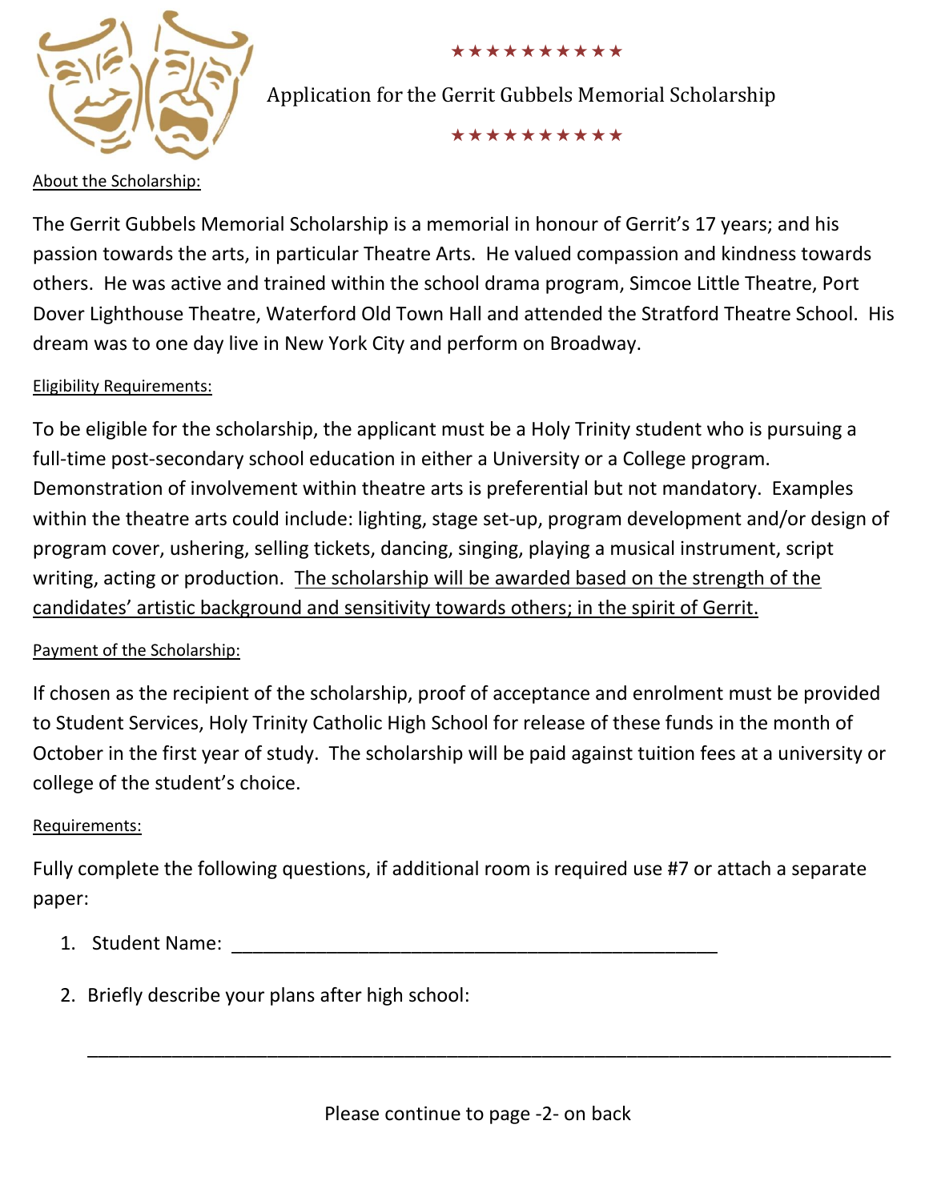★★★★★★★★★★

Application for the Gerrit Gubbels Memorial Scholarship

★★★★★★★★★★

About the Scholarship:

The Gerrit Gubbels Memorial Scholarship is a memorial in honour of Gerrit's 17 years; and his passion towards the arts, in particular Theatre Arts. He valued compassion and kindness towards others. He was active and trained within the school drama program, Simcoe Little Theatre, Port Dover Lighthouse Theatre, Waterford Old Town Hall and attended the Stratford Theatre School. His dream was to one day live in New York City and perform on Broadway.

Eligibility Requirements:

To be eligible for the scholarship, the applicant must be a Holy Trinity student who is pursuing a full-time post-secondary school education in either a University or a College program. Demonstration of involvement within theatre arts is preferential but not mandatory. Examples within the theatre arts could include: lighting, stage set-up, program development and/or design of program cover, ushering, selling tickets, dancing, singing, playing a musical instrument, script writing, acting or production. <u>The scholarship will be awarded based on the strength of the candidates' artistic background and sensitivity towards others; in the spirit of Gerrit.</u>

Payment of the Scholarship:

If chosen as the recipient of the scholarship, proof of acceptance and enrolment must be provided to Student Services, Holy Trinity Catholic High School for release of these funds in the month of October in the first year of study. The scholarship will be paid against tuition fees at a university or college of the student's choice.

Requirements:

Fully complete the following questions, if additional room is required use #7 or attach a separate paper:

1. Student Name: ________________________________________________

2. Briefly describe your plans after high school:

   ________________________________________________________________________

Please continue to page -2- on back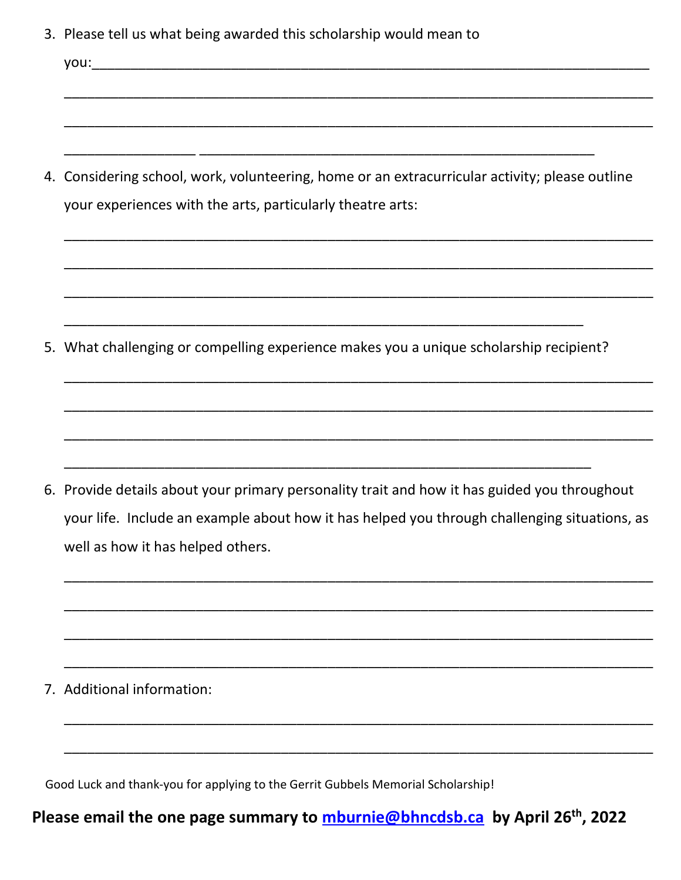3. Please tell us what being awarded this scholarship would mean to you:\_\_\_\_\_\_\_\_\_\_\_\_\_\_\_\_\_\_\_\_\_\_\_\_\_\_\_\_\_\_\_\_\_\_\_\_\_\_\_\_\_\_\_\_\_\_\_\_\_\_\_\_\_\_\_\_\_\_\_\_\_\_\_\_\_\_\_\_\_\_

   \_\_\_\_\_\_\_\_\_\_\_\_\_\_\_\_\_\_\_\_\_\_\_\_\_\_\_\_\_\_\_\_\_\_\_\_\_\_\_\_\_\_\_\_\_\_\_\_\_\_\_\_\_\_\_\_\_\_\_\_\_\_\_\_\_\_\_\_\_\_\_\_\_\_\_\_

   \_\_\_\_\_\_\_\_\_\_\_\_\_\_\_\_\_\_\_\_\_\_\_\_\_\_\_\_\_\_\_\_\_\_\_\_\_\_\_\_\_\_\_\_\_\_\_\_\_\_\_\_\_\_\_\_\_\_\_\_\_\_\_\_\_\_\_\_\_\_\_\_\_\_\_\_

   \_\_\_\_\_\_\_\_\_\_\_\_\_\_\_\_\_ \_\_\_\_\_\_\_\_\_\_\_\_\_\_\_\_\_\_\_\_\_\_\_\_\_\_\_\_\_\_\_\_\_\_\_\_\_\_\_\_\_\_\_\_\_\_\_\_\_

4. Considering school, work, volunteering, home or an extracurricular activity; please outline your experiences with the arts, particularly theatre arts:

   \_\_\_\_\_\_\_\_\_\_\_\_\_\_\_\_\_\_\_\_\_\_\_\_\_\_\_\_\_\_\_\_\_\_\_\_\_\_\_\_\_\_\_\_\_\_\_\_\_\_\_\_\_\_\_\_\_\_\_\_\_\_\_\_\_\_\_\_\_\_\_\_\_\_\_\_

   \_\_\_\_\_\_\_\_\_\_\_\_\_\_\_\_\_\_\_\_\_\_\_\_\_\_\_\_\_\_\_\_\_\_\_\_\_\_\_\_\_\_\_\_\_\_\_\_\_\_\_\_\_\_\_\_\_\_\_\_\_\_\_\_\_\_\_\_\_\_\_\_\_\_\_\_

   \_\_\_\_\_\_\_\_\_\_\_\_\_\_\_\_\_\_\_\_\_\_\_\_\_\_\_\_\_\_\_\_\_\_\_\_\_\_\_\_\_\_\_\_\_\_\_\_\_\_\_\_\_\_\_\_\_\_\_\_\_\_\_\_\_\_\_\_\_\_\_\_\_\_\_\_

   \_\_\_\_\_\_\_\_\_\_\_\_\_\_\_\_\_\_\_\_\_\_\_\_\_\_\_\_\_\_\_\_\_\_\_\_\_\_\_\_\_\_\_\_\_\_\_\_\_\_\_\_\_\_\_\_\_\_\_\_\_\_\_\_

5. What challenging or compelling experience makes you a unique scholarship recipient?

   \_\_\_\_\_\_\_\_\_\_\_\_\_\_\_\_\_\_\_\_\_\_\_\_\_\_\_\_\_\_\_\_\_\_\_\_\_\_\_\_\_\_\_\_\_\_\_\_\_\_\_\_\_\_\_\_\_\_\_\_\_\_\_\_\_\_\_\_\_\_\_\_\_\_\_\_

   \_\_\_\_\_\_\_\_\_\_\_\_\_\_\_\_\_\_\_\_\_\_\_\_\_\_\_\_\_\_\_\_\_\_\_\_\_\_\_\_\_\_\_\_\_\_\_\_\_\_\_\_\_\_\_\_\_\_\_\_\_\_\_\_\_\_\_\_\_\_\_\_\_\_\_\_

   \_\_\_\_\_\_\_\_\_\_\_\_\_\_\_\_\_\_\_\_\_\_\_\_\_\_\_\_\_\_\_\_\_\_\_\_\_\_\_\_\_\_\_\_\_\_\_\_\_\_\_\_\_\_\_\_\_\_\_\_\_\_\_\_\_\_\_\_\_\_\_\_\_\_\_\_

   \_\_\_\_\_\_\_\_\_\_\_\_\_\_\_\_\_\_\_\_\_\_\_\_\_\_\_\_\_\_\_\_\_\_\_\_\_\_\_\_\_\_\_\_\_\_\_\_\_\_\_\_\_\_\_\_\_\_\_\_\_\_\_\_

6. Provide details about your primary personality trait and how it has guided you throughout your life. Include an example about how it has helped you through challenging situations, as well as how it has helped others.

   \_\_\_\_\_\_\_\_\_\_\_\_\_\_\_\_\_\_\_\_\_\_\_\_\_\_\_\_\_\_\_\_\_\_\_\_\_\_\_\_\_\_\_\_\_\_\_\_\_\_\_\_\_\_\_\_\_\_\_\_\_\_\_\_\_\_\_\_\_\_\_\_\_\_\_\_

   \_\_\_\_\_\_\_\_\_\_\_\_\_\_\_\_\_\_\_\_\_\_\_\_\_\_\_\_\_\_\_\_\_\_\_\_\_\_\_\_\_\_\_\_\_\_\_\_\_\_\_\_\_\_\_\_\_\_\_\_\_\_\_\_\_\_\_\_\_\_\_\_\_\_\_\_

   \_\_\_\_\_\_\_\_\_\_\_\_\_\_\_\_\_\_\_\_\_\_\_\_\_\_\_\_\_\_\_\_\_\_\_\_\_\_\_\_\_\_\_\_\_\_\_\_\_\_\_\_\_\_\_\_\_\_\_\_\_\_\_\_\_\_\_\_\_\_\_\_\_\_\_\_

   \_\_\_\_\_\_\_\_\_\_\_\_\_\_\_\_\_\_\_\_\_\_\_\_\_\_\_\_\_\_\_\_\_\_\_\_\_\_\_\_\_\_\_\_\_\_\_\_\_\_\_\_\_\_\_\_\_\_\_\_\_\_\_\_\_\_\_\_\_\_\_\_\_\_\_\_

7. Additional information:

   \_\_\_\_\_\_\_\_\_\_\_\_\_\_\_\_\_\_\_\_\_\_\_\_\_\_\_\_\_\_\_\_\_\_\_\_\_\_\_\_\_\_\_\_\_\_\_\_\_\_\_\_\_\_\_\_\_\_\_\_\_\_\_\_\_\_\_\_\_\_\_\_\_\_\_\_

   \_\_\_\_\_\_\_\_\_\_\_\_\_\_\_\_\_\_\_\_\_\_\_\_\_\_\_\_\_\_\_\_\_\_\_\_\_\_\_\_\_\_\_\_\_\_\_\_\_\_\_\_\_\_\_\_\_\_\_\_\_\_\_\_\_\_\_\_\_\_\_\_\_\_\_\_

Good Luck and thank-you for applying to the Gerrit Gubbels Memorial Scholarship!

**Please email the one page summary to [mburnie@bhncdsb.ca](mailto:mburnie@bhncdsb.ca) by April 26th, 2022**